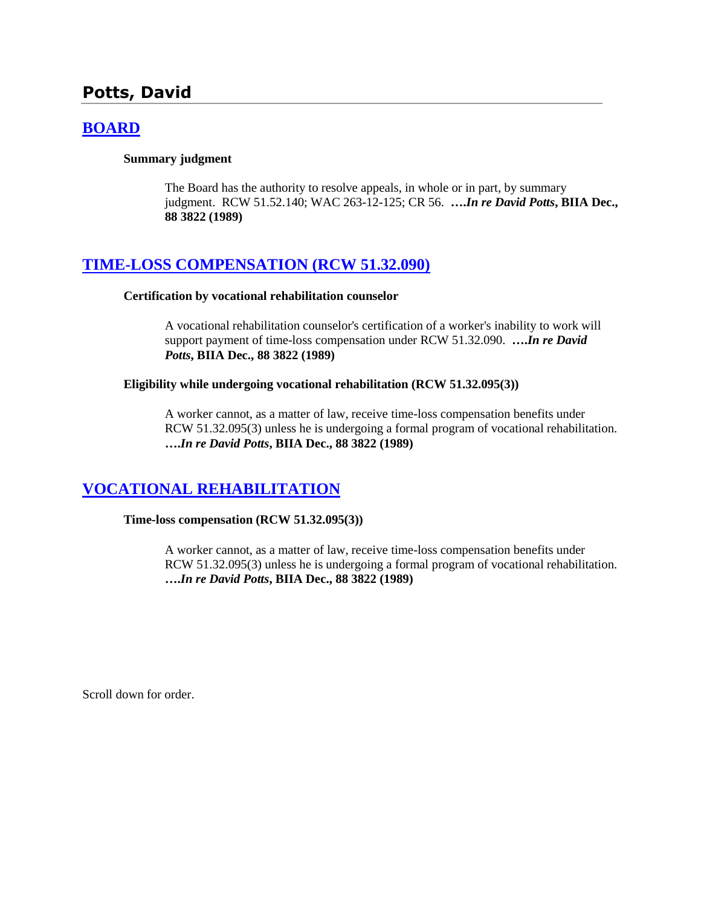## Potts, David

### BOARD

**Summary judgment**

> The Board has the authority to resolve appeals, in whole or in part, by summary judgment. RCW 51.52.140; WAC 263-12-125; CR 56. ****….In re David Potts*, BIIA Dec., 88 3822 (1989)**

### TIME-LOSS COMPENSATION (RCW 51.32.090)

**Certification by vocational rehabilitation counselor**

> A vocational rehabilitation counselor's certification of a worker's inability to work will support payment of time-loss compensation under RCW 51.32.090. ****….In re David Potts*, BIIA Dec., 88 3822 (1989)**

**Eligibility while undergoing vocational rehabilitation (RCW 51.32.095(3))**

> A worker cannot, as a matter of law, receive time-loss compensation benefits under RCW 51.32.095(3) unless he is undergoing a formal program of vocational rehabilitation. ****….In re David Potts*, BIIA Dec., 88 3822 (1989)**

### VOCATIONAL REHABILITATION

**Time-loss compensation (RCW 51.32.095(3))**

> A worker cannot, as a matter of law, receive time-loss compensation benefits under RCW 51.32.095(3) unless he is undergoing a formal program of vocational rehabilitation. ****….In re David Potts*, BIIA Dec., 88 3822 (1989)**

Scroll down for order.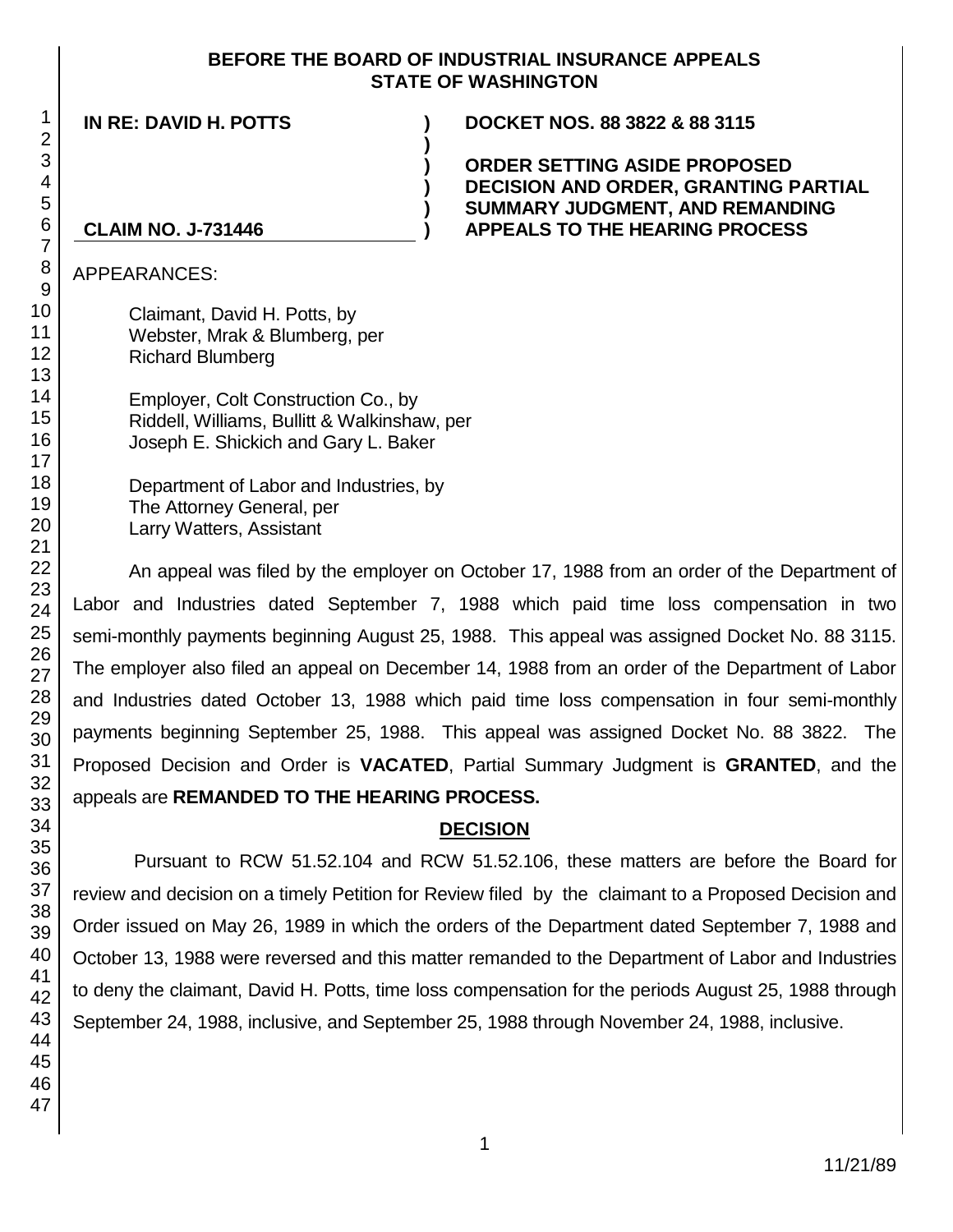**BEFORE THE BOARD OF INDUSTRIAL INSURANCE APPEALS STATE OF WASHINGTON**

| | | |
|---|---|---|
| **IN RE: DAVID H. POTTS** | **)** | **DOCKET NOS. 88 3822 & 88 3115** |
| | **)** | |
| | **)** | **ORDER SETTING ASIDE PROPOSED** |
| | **)** | **DECISION AND ORDER, GRANTING PARTIAL** |
| | **)** | **SUMMARY JUDGMENT, AND REMANDING** |
| **CLAIM NO. J-731446** | **)** | **APPEALS TO THE HEARING PROCESS** |

APPEARANCES:

Claimant, David H. Potts, by
Webster, Mrak & Blumberg, per
Richard Blumberg

Employer, Colt Construction Co., by
Riddell, Williams, Bullitt & Walkinshaw, per
Joseph E. Shickich and Gary L. Baker

Department of Labor and Industries, by
The Attorney General, per
Larry Watters, Assistant

An appeal was filed by the employer on October 17, 1988 from an order of the Department of Labor and Industries dated September 7, 1988 which paid time loss compensation in two semi-monthly payments beginning August 25, 1988. This appeal was assigned Docket No. 88 3115. The employer also filed an appeal on December 14, 1988 from an order of the Department of Labor and Industries dated October 13, 1988 which paid time loss compensation in four semi-monthly payments beginning September 25, 1988. This appeal was assigned Docket No. 88 3822. The Proposed Decision and Order is **VACATED**, Partial Summary Judgment is **GRANTED**, and the appeals are **REMANDED TO THE HEARING PROCESS.**

## DECISION

Pursuant to RCW 51.52.104 and RCW 51.52.106, these matters are before the Board for review and decision on a timely Petition for Review filed by the claimant to a Proposed Decision and Order issued on May 26, 1989 in which the orders of the Department dated September 7, 1988 and October 13, 1988 were reversed and this matter remanded to the Department of Labor and Industries to deny the claimant, David H. Potts, time loss compensation for the periods August 25, 1988 through September 24, 1988, inclusive, and September 25, 1988 through November 24, 1988, inclusive.

11/21/89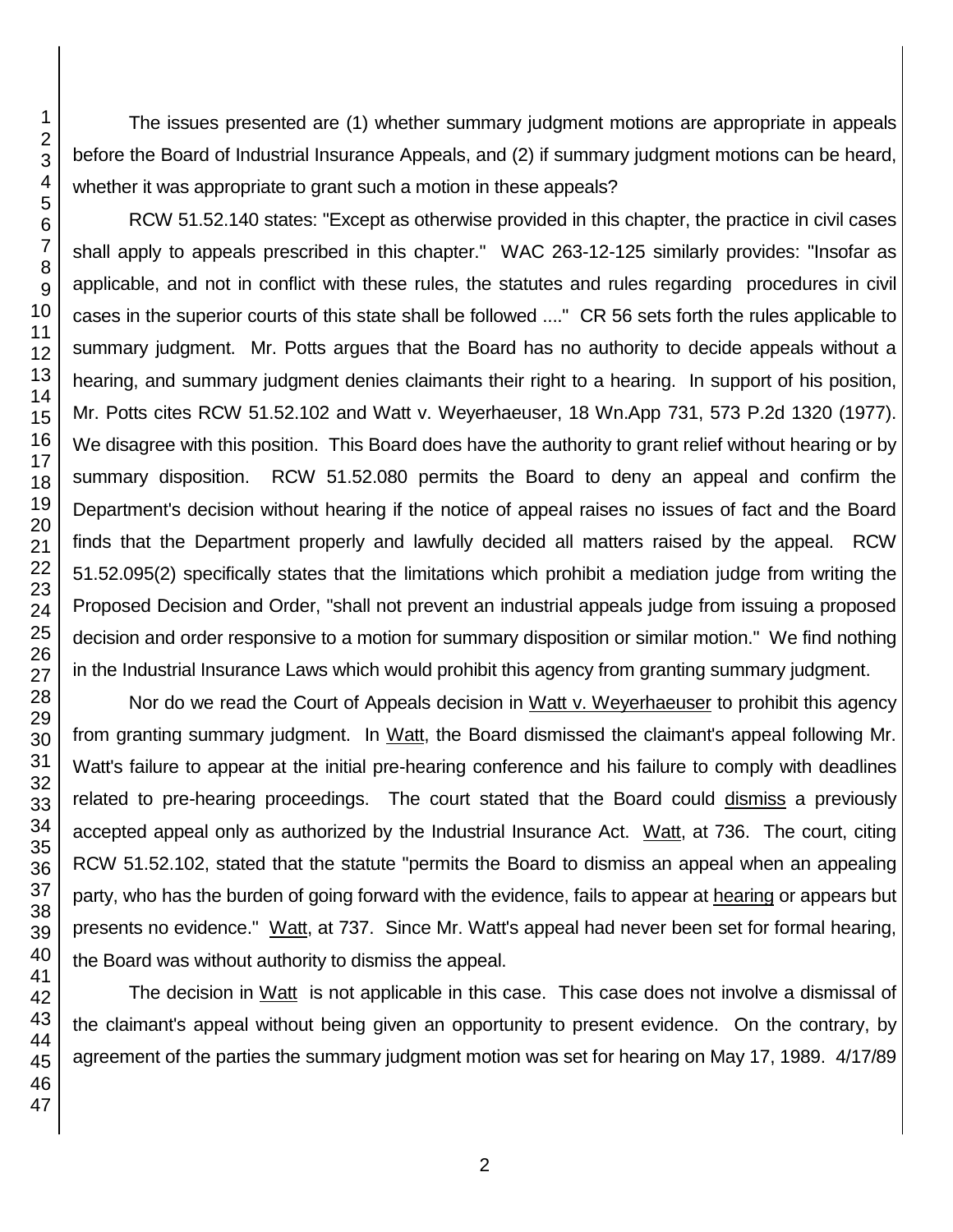The issues presented are (1) whether summary judgment motions are appropriate in appeals before the Board of Industrial Insurance Appeals, and (2) if summary judgment motions can be heard, whether it was appropriate to grant such a motion in these appeals?

RCW 51.52.140 states: "Except as otherwise provided in this chapter, the practice in civil cases shall apply to appeals prescribed in this chapter." WAC 263-12-125 similarly provides: "Insofar as applicable, and not in conflict with these rules, the statutes and rules regarding procedures in civil cases in the superior courts of this state shall be followed ...." CR 56 sets forth the rules applicable to summary judgment. Mr. Potts argues that the Board has no authority to decide appeals without a hearing, and summary judgment denies claimants their right to a hearing. In support of his position, Mr. Potts cites RCW 51.52.102 and Watt v. Weyerhaeuser, 18 Wn.App 731, 573 P.2d 1320 (1977). We disagree with this position. This Board does have the authority to grant relief without hearing or by summary disposition. RCW 51.52.080 permits the Board to deny an appeal and confirm the Department's decision without hearing if the notice of appeal raises no issues of fact and the Board finds that the Department properly and lawfully decided all matters raised by the appeal. RCW 51.52.095(2) specifically states that the limitations which prohibit a mediation judge from writing the Proposed Decision and Order, "shall not prevent an industrial appeals judge from issuing a proposed decision and order responsive to a motion for summary disposition or similar motion." We find nothing in the Industrial Insurance Laws which would prohibit this agency from granting summary judgment.

Nor do we read the Court of Appeals decision in Watt v. Weyerhaeuser to prohibit this agency from granting summary judgment. In Watt, the Board dismissed the claimant's appeal following Mr. Watt's failure to appear at the initial pre-hearing conference and his failure to comply with deadlines related to pre-hearing proceedings. The court stated that the Board could dismiss a previously accepted appeal only as authorized by the Industrial Insurance Act. Watt, at 736. The court, citing RCW 51.52.102, stated that the statute "permits the Board to dismiss an appeal when an appealing party, who has the burden of going forward with the evidence, fails to appear at hearing or appears but presents no evidence." Watt, at 737. Since Mr. Watt's appeal had never been set for formal hearing, the Board was without authority to dismiss the appeal.

The decision in Watt is not applicable in this case. This case does not involve a dismissal of the claimant's appeal without being given an opportunity to present evidence. On the contrary, by agreement of the parties the summary judgment motion was set for hearing on May 17, 1989. 4/17/89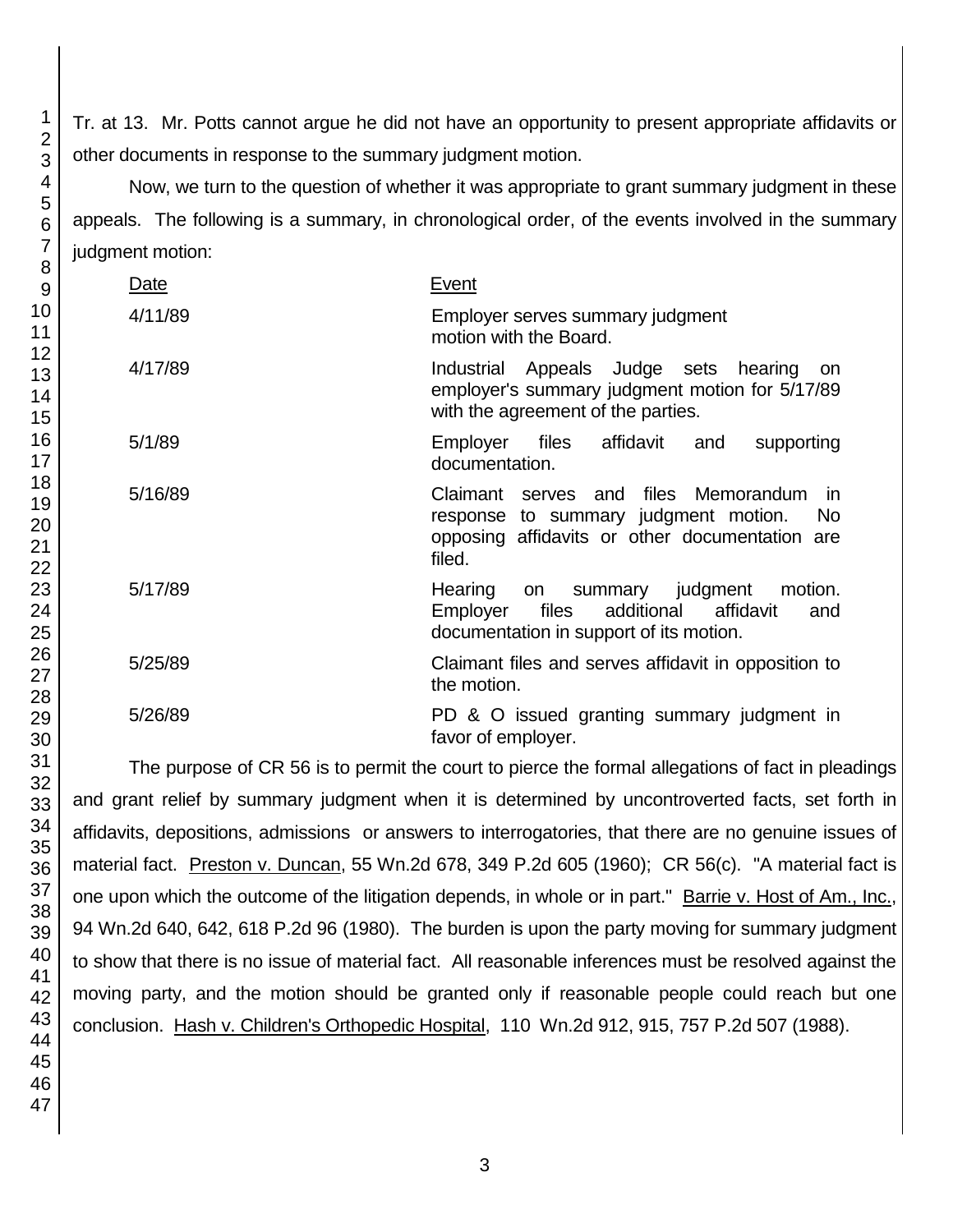Tr. at 13. Mr. Potts cannot argue he did not have an opportunity to present appropriate affidavits or other documents in response to the summary judgment motion.

Now, we turn to the question of whether it was appropriate to grant summary judgment in these appeals. The following is a summary, in chronological order, of the events involved in the summary judgment motion:

| Date | Event |
|---|---|
| 4/11/89 | Employer serves summary judgment motion with the Board. |
| 4/17/89 | Industrial Appeals Judge sets hearing on employer's summary judgment motion for 5/17/89 with the agreement of the parties. |
| 5/1/89 | Employer files affidavit and supporting documentation. |
| 5/16/89 | Claimant serves and files Memorandum in response to summary judgment motion. No opposing affidavits or other documentation are filed. |
| 5/17/89 | Hearing on summary judgment motion. Employer files additional affidavit and documentation in support of its motion. |
| 5/25/89 | Claimant files and serves affidavit in opposition to the motion. |
| 5/26/89 | PD & O issued granting summary judgment in favor of employer. |

The purpose of CR 56 is to permit the court to pierce the formal allegations of fact in pleadings and grant relief by summary judgment when it is determined by uncontroverted facts, set forth in affidavits, depositions, admissions or answers to interrogatories, that there are no genuine issues of material fact. Preston v. Duncan, 55 Wn.2d 678, 349 P.2d 605 (1960); CR 56(c). "A material fact is one upon which the outcome of the litigation depends, in whole or in part." Barrie v. Host of Am., Inc., 94 Wn.2d 640, 642, 618 P.2d 96 (1980). The burden is upon the party moving for summary judgment to show that there is no issue of material fact. All reasonable inferences must be resolved against the moving party, and the motion should be granted only if reasonable people could reach but one conclusion. Hash v. Children's Orthopedic Hospital, 110 Wn.2d 912, 915, 757 P.2d 507 (1988).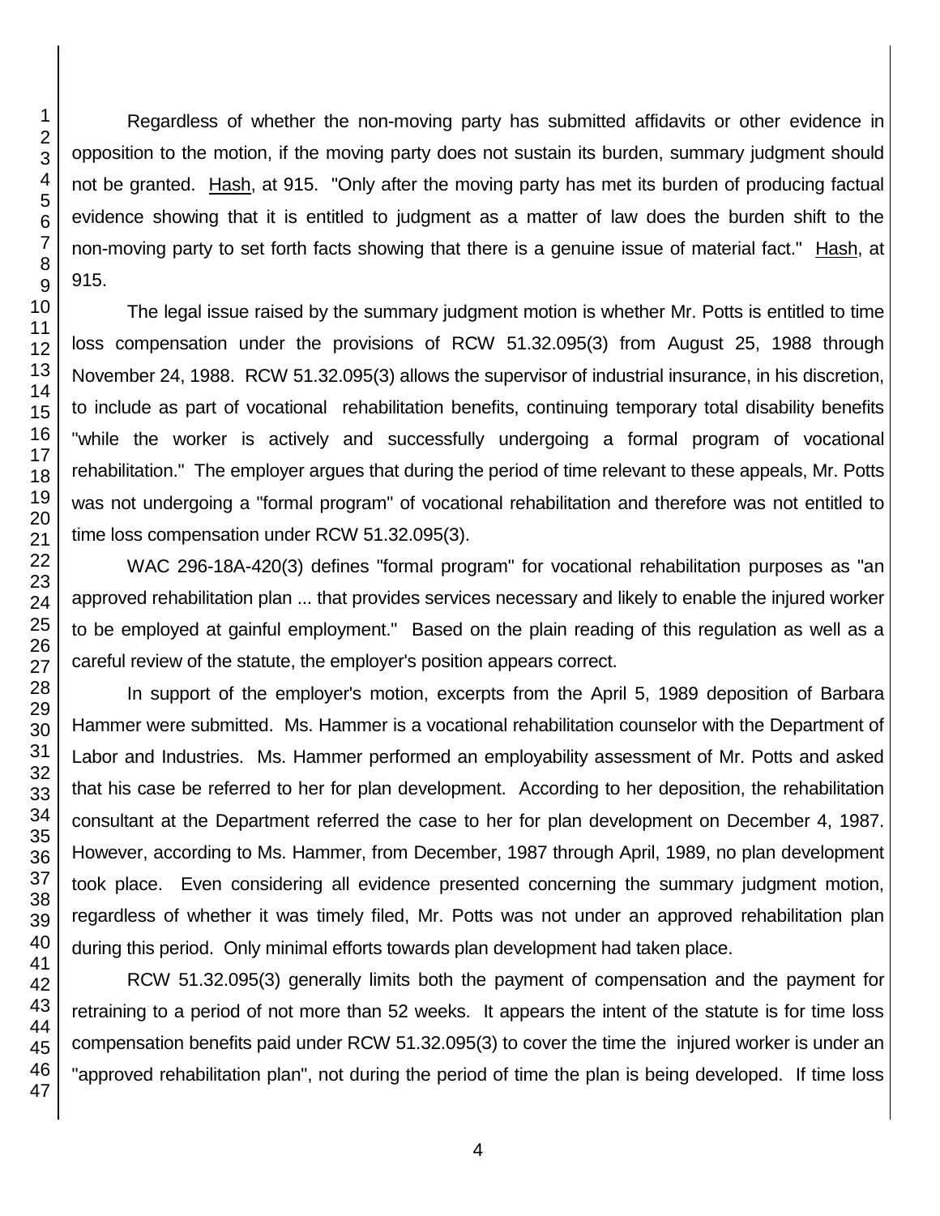Regardless of whether the non-moving party has submitted affidavits or other evidence in opposition to the motion, if the moving party does not sustain its burden, summary judgment should not be granted. Hash, at 915. "Only after the moving party has met its burden of producing factual evidence showing that it is entitled to judgment as a matter of law does the burden shift to the non-moving party to set forth facts showing that there is a genuine issue of material fact." Hash, at 915.

The legal issue raised by the summary judgment motion is whether Mr. Potts is entitled to time loss compensation under the provisions of RCW 51.32.095(3) from August 25, 1988 through November 24, 1988. RCW 51.32.095(3) allows the supervisor of industrial insurance, in his discretion, to include as part of vocational rehabilitation benefits, continuing temporary total disability benefits "while the worker is actively and successfully undergoing a formal program of vocational rehabilitation." The employer argues that during the period of time relevant to these appeals, Mr. Potts was not undergoing a "formal program" of vocational rehabilitation and therefore was not entitled to time loss compensation under RCW 51.32.095(3).

WAC 296-18A-420(3) defines "formal program" for vocational rehabilitation purposes as "an approved rehabilitation plan ... that provides services necessary and likely to enable the injured worker to be employed at gainful employment." Based on the plain reading of this regulation as well as a careful review of the statute, the employer's position appears correct.

In support of the employer's motion, excerpts from the April 5, 1989 deposition of Barbara Hammer were submitted. Ms. Hammer is a vocational rehabilitation counselor with the Department of Labor and Industries. Ms. Hammer performed an employability assessment of Mr. Potts and asked that his case be referred to her for plan development. According to her deposition, the rehabilitation consultant at the Department referred the case to her for plan development on December 4, 1987. However, according to Ms. Hammer, from December, 1987 through April, 1989, no plan development took place. Even considering all evidence presented concerning the summary judgment motion, regardless of whether it was timely filed, Mr. Potts was not under an approved rehabilitation plan during this period. Only minimal efforts towards plan development had taken place.

RCW 51.32.095(3) generally limits both the payment of compensation and the payment for retraining to a period of not more than 52 weeks. It appears the intent of the statute is for time loss compensation benefits paid under RCW 51.32.095(3) to cover the time the injured worker is under an "approved rehabilitation plan", not during the period of time the plan is being developed. If time loss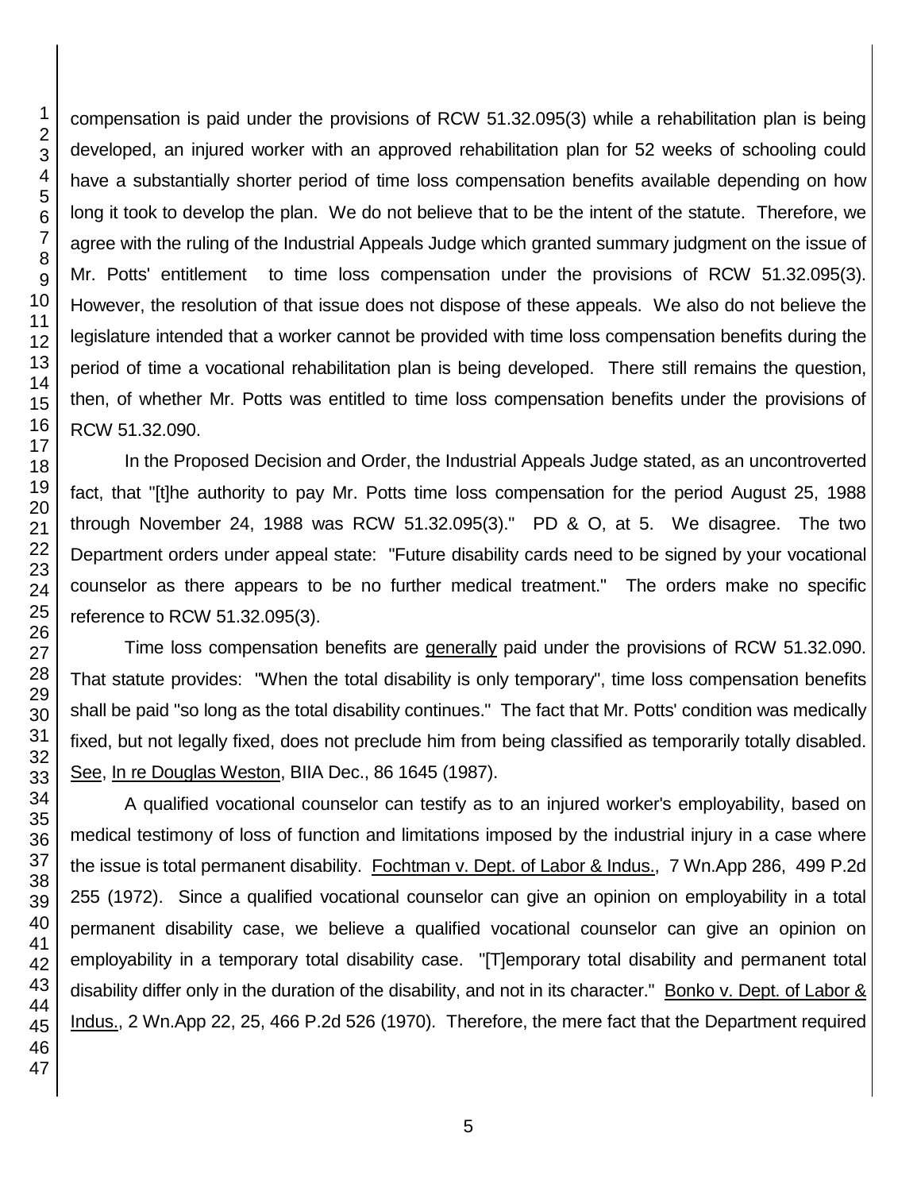compensation is paid under the provisions of RCW 51.32.095(3) while a rehabilitation plan is being developed, an injured worker with an approved rehabilitation plan for 52 weeks of schooling could have a substantially shorter period of time loss compensation benefits available depending on how long it took to develop the plan. We do not believe that to be the intent of the statute. Therefore, we agree with the ruling of the Industrial Appeals Judge which granted summary judgment on the issue of Mr. Potts' entitlement to time loss compensation under the provisions of RCW 51.32.095(3). However, the resolution of that issue does not dispose of these appeals. We also do not believe the legislature intended that a worker cannot be provided with time loss compensation benefits during the period of time a vocational rehabilitation plan is being developed. There still remains the question, then, of whether Mr. Potts was entitled to time loss compensation benefits under the provisions of RCW 51.32.090.

In the Proposed Decision and Order, the Industrial Appeals Judge stated, as an uncontroverted fact, that "[t]he authority to pay Mr. Potts time loss compensation for the period August 25, 1988 through November 24, 1988 was RCW 51.32.095(3)." PD & O, at 5. We disagree. The two Department orders under appeal state: "Future disability cards need to be signed by your vocational counselor as there appears to be no further medical treatment." The orders make no specific reference to RCW 51.32.095(3).

Time loss compensation benefits are generally paid under the provisions of RCW 51.32.090. That statute provides: "When the total disability is only temporary", time loss compensation benefits shall be paid "so long as the total disability continues." The fact that Mr. Potts' condition was medically fixed, but not legally fixed, does not preclude him from being classified as temporarily totally disabled. See, In re Douglas Weston, BIIA Dec., 86 1645 (1987).

A qualified vocational counselor can testify as to an injured worker's employability, based on medical testimony of loss of function and limitations imposed by the industrial injury in a case where the issue is total permanent disability. Fochtman v. Dept. of Labor & Indus., 7 Wn.App 286, 499 P.2d 255 (1972). Since a qualified vocational counselor can give an opinion on employability in a total permanent disability case, we believe a qualified vocational counselor can give an opinion on employability in a temporary total disability case. "[T]emporary total disability and permanent total disability differ only in the duration of the disability, and not in its character." Bonko v. Dept. of Labor & Indus., 2 Wn.App 22, 25, 466 P.2d 526 (1970). Therefore, the mere fact that the Department required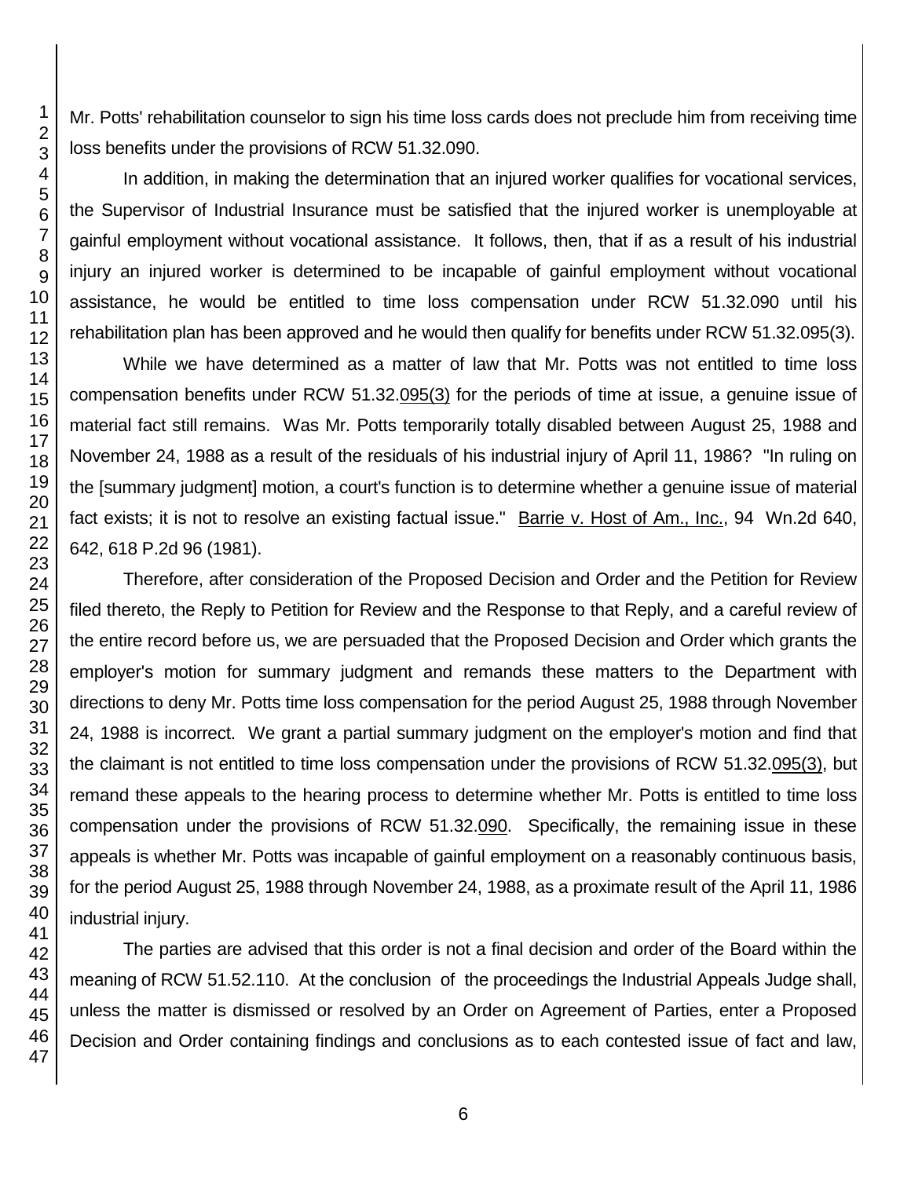Mr. Potts' rehabilitation counselor to sign his time loss cards does not preclude him from receiving time loss benefits under the provisions of RCW 51.32.090.

In addition, in making the determination that an injured worker qualifies for vocational services, the Supervisor of Industrial Insurance must be satisfied that the injured worker is unemployable at gainful employment without vocational assistance. It follows, then, that if as a result of his industrial injury an injured worker is determined to be incapable of gainful employment without vocational assistance, he would be entitled to time loss compensation under RCW 51.32.090 until his rehabilitation plan has been approved and he would then qualify for benefits under RCW 51.32.095(3).

While we have determined as a matter of law that Mr. Potts was not entitled to time loss compensation benefits under RCW 51.32.095(3) for the periods of time at issue, a genuine issue of material fact still remains. Was Mr. Potts temporarily totally disabled between August 25, 1988 and November 24, 1988 as a result of the residuals of his industrial injury of April 11, 1986? "In ruling on the [summary judgment] motion, a court's function is to determine whether a genuine issue of material fact exists; it is not to resolve an existing factual issue." Barrie v. Host of Am., Inc., 94 Wn.2d 640, 642, 618 P.2d 96 (1981).

Therefore, after consideration of the Proposed Decision and Order and the Petition for Review filed thereto, the Reply to Petition for Review and the Response to that Reply, and a careful review of the entire record before us, we are persuaded that the Proposed Decision and Order which grants the employer's motion for summary judgment and remands these matters to the Department with directions to deny Mr. Potts time loss compensation for the period August 25, 1988 through November 24, 1988 is incorrect. We grant a partial summary judgment on the employer's motion and find that the claimant is not entitled to time loss compensation under the provisions of RCW 51.32.095(3), but remand these appeals to the hearing process to determine whether Mr. Potts is entitled to time loss compensation under the provisions of RCW 51.32.090. Specifically, the remaining issue in these appeals is whether Mr. Potts was incapable of gainful employment on a reasonably continuous basis, for the period August 25, 1988 through November 24, 1988, as a proximate result of the April 11, 1986 industrial injury.

The parties are advised that this order is not a final decision and order of the Board within the meaning of RCW 51.52.110. At the conclusion of the proceedings the Industrial Appeals Judge shall, unless the matter is dismissed or resolved by an Order on Agreement of Parties, enter a Proposed Decision and Order containing findings and conclusions as to each contested issue of fact and law,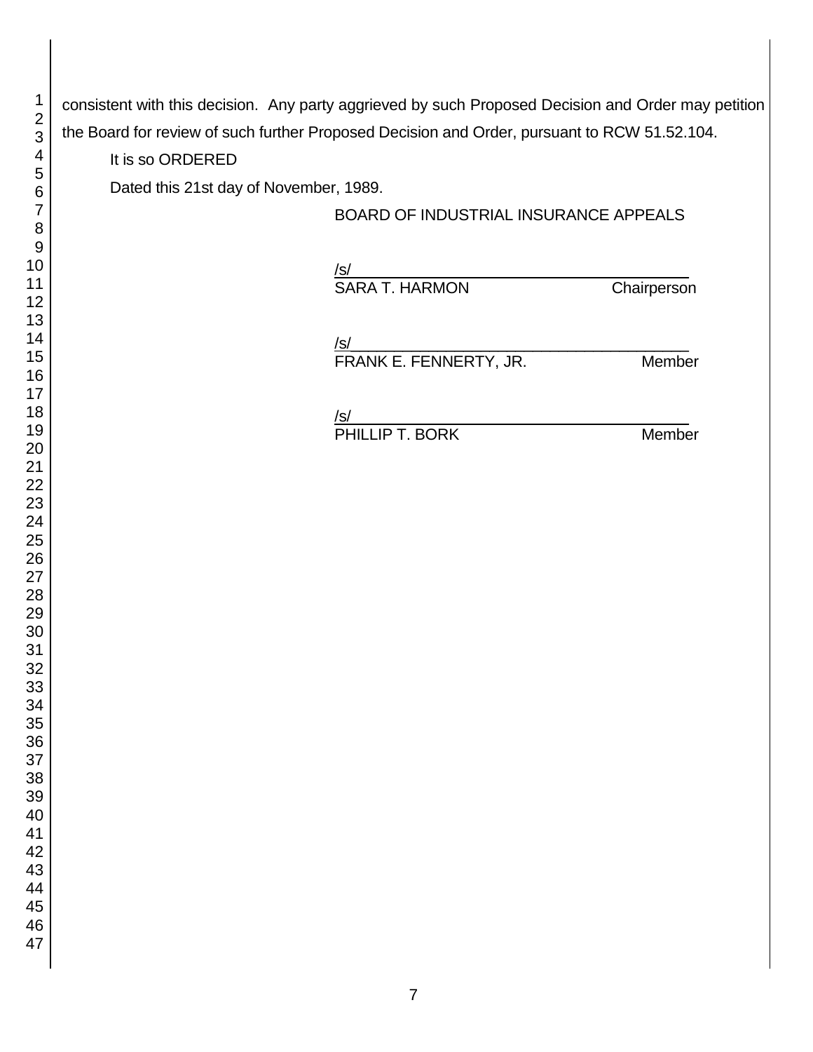consistent with this decision. Any party aggrieved by such Proposed Decision and Order may petition the Board for review of such further Proposed Decision and Order, pursuant to RCW 51.52.104.

It is so ORDERED

Dated this 21st day of November, 1989.

BOARD OF INDUSTRIAL INSURANCE APPEALS

/s/  
SARA T. HARMON  Chairperson

/s/  
FRANK E. FENNERTY, JR.  Member

/s/  
PHILLIP T. BORK  Member